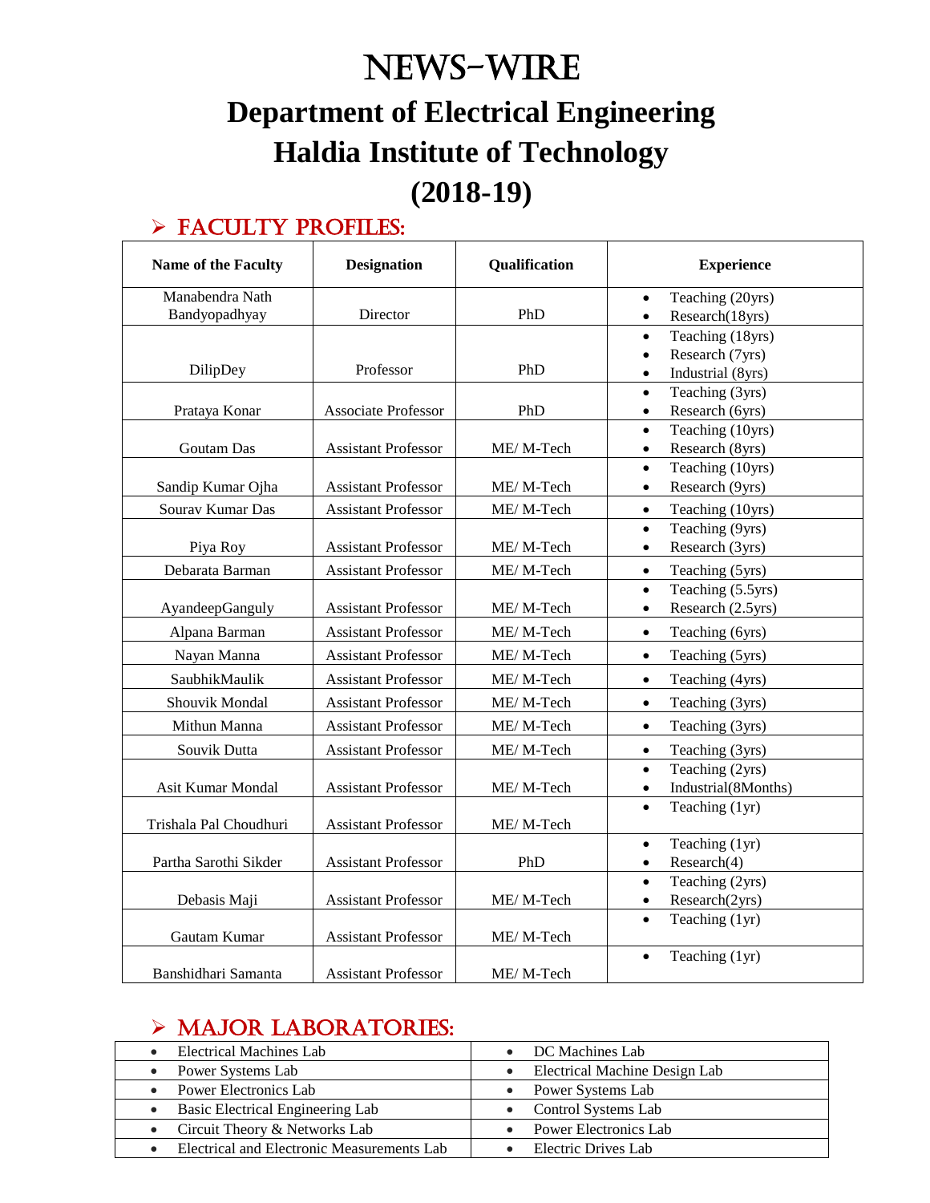# NEWS-WIRE

# Department of Electrical Engineering
# Haldia Institute of Technology
# (2018-19)

## ➢ FACULTY PROFILES:

| Name of the Faculty | Designation | Qualification | Experience |
|---|---|---|---|
| Manabendra Nath Bandyopadhyay | Director | PhD | • Teaching (20yrs)<br>• Research(18yrs) |
| DilipDey | Professor | PhD | • Teaching (18yrs)<br>• Research (7yrs)<br>• Industrial (8yrs) |
| Prataya Konar | Associate Professor | PhD | • Teaching (3yrs)<br>• Research (6yrs) |
| Goutam Das | Assistant Professor | ME/ M-Tech | • Teaching (10yrs)<br>• Research (8yrs) |
| Sandip Kumar Ojha | Assistant Professor | ME/ M-Tech | • Teaching (10yrs)<br>• Research (9yrs) |
| Sourav Kumar Das | Assistant Professor | ME/ M-Tech | • Teaching (10yrs) |
| Piya Roy | Assistant Professor | ME/ M-Tech | • Teaching (9yrs)<br>• Research (3yrs) |
| Debarata Barman | Assistant Professor | ME/ M-Tech | • Teaching (5yrs) |
| AyandeepGanguly | Assistant Professor | ME/ M-Tech | • Teaching (5.5yrs)<br>• Research (2.5yrs) |
| Alpana Barman | Assistant Professor | ME/ M-Tech | • Teaching (6yrs) |
| Nayan Manna | Assistant Professor | ME/ M-Tech | • Teaching (5yrs) |
| SaubhikMaulik | Assistant Professor | ME/ M-Tech | • Teaching (4yrs) |
| Shouvik Mondal | Assistant Professor | ME/ M-Tech | • Teaching (3yrs) |
| Mithun Manna | Assistant Professor | ME/ M-Tech | • Teaching (3yrs) |
| Souvik Dutta | Assistant Professor | ME/ M-Tech | • Teaching (3yrs) |
| Asit Kumar Mondal | Assistant Professor | ME/ M-Tech | • Teaching (2yrs)<br>• Industrial(8Months) |
| Trishala Pal Choudhuri | Assistant Professor | ME/ M-Tech | • Teaching (1yr) |
| Partha Sarothi Sikder | Assistant Professor | PhD | • Teaching (1yr)<br>• Research(4) |
| Debasis Maji | Assistant Professor | ME/ M-Tech | • Teaching (2yrs)<br>• Research(2yrs) |
| Gautam Kumar | Assistant Professor | ME/ M-Tech | • Teaching (1yr) |
| Banshidhari Samanta | Assistant Professor | ME/ M-Tech | • Teaching (1yr) |

## ➢ MAJOR LABORATORIES:

| | |
|---|---|
| • Electrical Machines Lab | • DC Machines Lab |
| • Power Systems Lab | • Electrical Machine Design Lab |
| • Power Electronics Lab | • Power Systems Lab |
| • Basic Electrical Engineering Lab | • Control Systems Lab |
| • Circuit Theory & Networks Lab | • Power Electronics Lab |
| • Electrical and Electronic Measurements Lab | • Electric Drives Lab |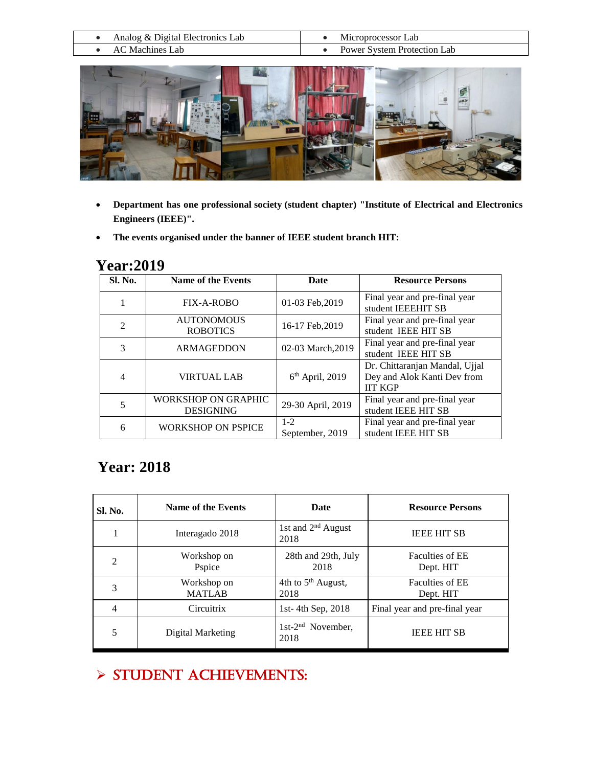| • Analog & Digital Electronics Lab | • Microprocessor Lab |
| --- | --- |
| • AC Machines Lab | • Power System Protection Lab |

- **Department has one professional society (student chapter) "Institute of Electrical and Electronics Engineers (IEEE)".**
- **The events organised under the banner of IEEE student branch HIT:**

## Year:2019

| Sl. No. | Name of the Events | Date | Resource Persons |
| --- | --- | --- | --- |
| 1 | FIX-A-ROBO | 01-03 Feb,2019 | Final year and pre-final year student IEEEHIT SB |
| 2 | AUTONOMOUS ROBOTICS | 16-17 Feb,2019 | Final year and pre-final year student IEEE HIT SB |
| 3 | ARMAGEDDON | 02-03 March,2019 | Final year and pre-final year student IEEE HIT SB |
| 4 | VIRTUAL LAB | 6th April, 2019 | Dr. Chittaranjan Mandal, Ujjal Dey and Alok Kanti Dev from IIT KGP |
| 5 | WORKSHOP ON GRAPHIC DESIGNING | 29-30 April, 2019 | Final year and pre-final year student IEEE HIT SB |
| 6 | WORKSHOP ON PSPICE | 1-2 September, 2019 | Final year and pre-final year student IEEE HIT SB |

## Year: 2018

| Sl. No. | Name of the Events | Date | Resource Persons |
| --- | --- | --- | --- |
| 1 | Interagado 2018 | 1st and 2nd August 2018 | IEEE HIT SB |
| 2 | Workshop on Pspice | 28th and 29th, July 2018 | Faculties of EE Dept. HIT |
| 3 | Workshop on MATLAB | 4th to 5th August, 2018 | Faculties of EE Dept. HIT |
| 4 | Circuitrix | 1st- 4th Sep, 2018 | Final year and pre-final year |
| 5 | Digital Marketing | 1st-2nd November, 2018 | IEEE HIT SB |

## ➢ STUDENT ACHIEVEMENTS: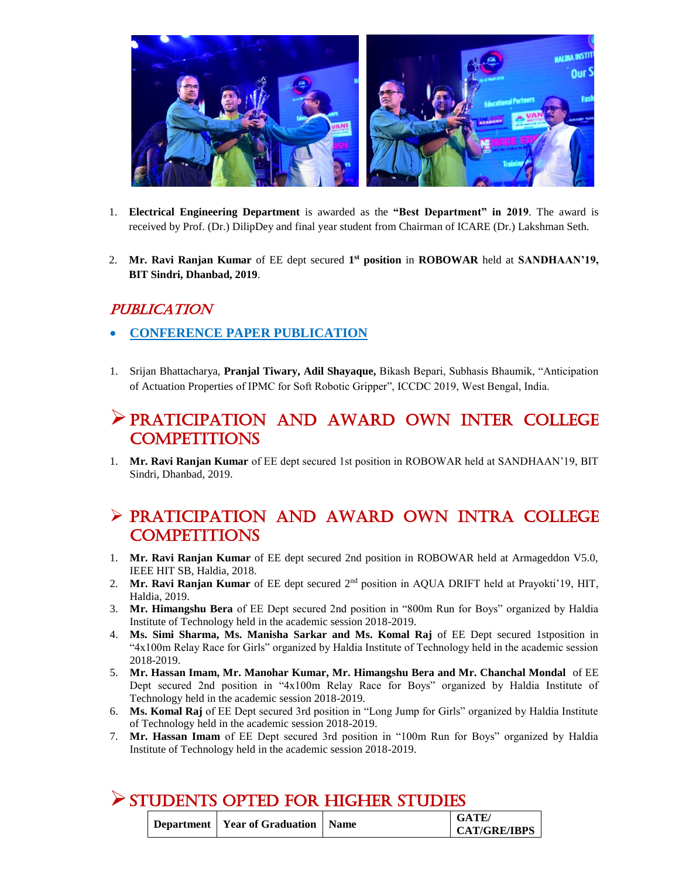1. **Electrical Engineering Department** is awarded as the **"Best Department" in 2019**. The award is received by Prof. (Dr.) DilipDey and final year student from Chairman of ICARE (Dr.) Lakshman Seth.

2. **Mr. Ravi Ranjan Kumar** of EE dept secured **1st position** in **ROBOWAR** held at **SANDHAAN'19, BIT Sindri, Dhanbad, 2019**.

## *PUBLICATION*

- **CONFERENCE PAPER PUBLICATION**

1. Srijan Bhattacharya, **Pranjal Tiwary, Adil Shayaque,** Bikash Bepari, Subhasis Bhaumik, "Anticipation of Actuation Properties of IPMC for Soft Robotic Gripper", ICCDC 2019, West Bengal, India.

## ➢ PRATICIPATION AND AWARD OWN INTER COLLEGE COMPETITIONS

1. **Mr. Ravi Ranjan Kumar** of EE dept secured 1st position in ROBOWAR held at SANDHAAN'19, BIT Sindri, Dhanbad, 2019.

## ➢ PRATICIPATION AND AWARD OWN INTRA COLLEGE COMPETITIONS

1. **Mr. Ravi Ranjan Kumar** of EE dept secured 2nd position in ROBOWAR held at Armageddon V5.0, IEEE HIT SB, Haldia, 2018.
2. **Mr. Ravi Ranjan Kumar** of EE dept secured 2nd position in AQUA DRIFT held at Prayokti'19, HIT, Haldia, 2019.
3. **Mr. Himangshu Bera** of EE Dept secured 2nd position in "800m Run for Boys" organized by Haldia Institute of Technology held in the academic session 2018-2019.
4. **Ms. Simi Sharma, Ms. Manisha Sarkar and Ms. Komal Raj** of EE Dept secured 1stposition in "4x100m Relay Race for Girls" organized by Haldia Institute of Technology held in the academic session 2018-2019.
5. **Mr. Hassan Imam, Mr. Manohar Kumar, Mr. Himangshu Bera and Mr. Chanchal Mondal** of EE Dept secured 2nd position in "4x100m Relay Race for Boys" organized by Haldia Institute of Technology held in the academic session 2018-2019.
6. **Ms. Komal Raj** of EE Dept secured 3rd position in "Long Jump for Girls" organized by Haldia Institute of Technology held in the academic session 2018-2019.
7. **Mr. Hassan Imam** of EE Dept secured 3rd position in "100m Run for Boys" organized by Haldia Institute of Technology held in the academic session 2018-2019.

## ➢ STUDENTS OPTED FOR HIGHER STUDIES

| Department | Year of Graduation | Name | GATE/ CAT/GRE/IBPS |
|---|---|---|---|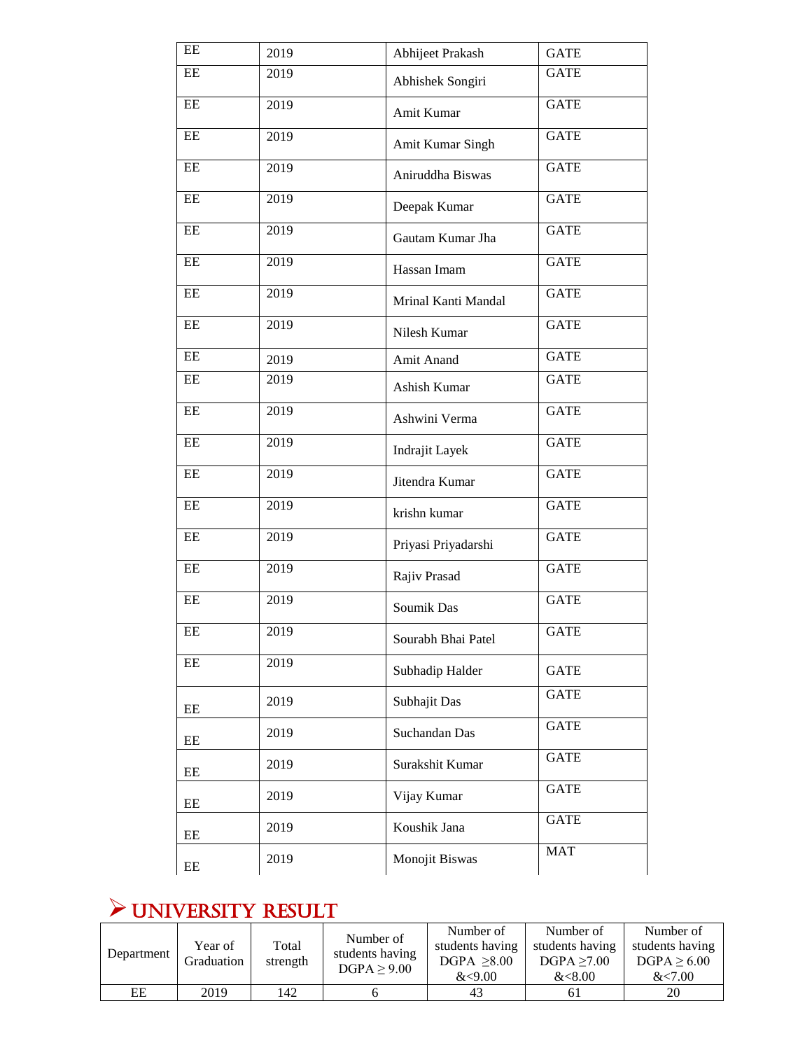| EE | 2019 | Abhijeet Prakash | GATE |
|---|---|---|---|
| EE | 2019 | Abhishek Songiri | GATE |
| EE | 2019 | Amit Kumar | GATE |
| EE | 2019 | Amit Kumar Singh | GATE |
| EE | 2019 | Aniruddha Biswas | GATE |
| EE | 2019 | Deepak Kumar | GATE |
| EE | 2019 | Gautam Kumar Jha | GATE |
| EE | 2019 | Hassan Imam | GATE |
| EE | 2019 | Mrinal Kanti Mandal | GATE |
| EE | 2019 | Nilesh Kumar | GATE |
| EE | 2019 | Amit Anand | GATE |
| EE | 2019 | Ashish Kumar | GATE |
| EE | 2019 | Ashwini Verma | GATE |
| EE | 2019 | Indrajit Layek | GATE |
| EE | 2019 | Jitendra Kumar | GATE |
| EE | 2019 | krishn kumar | GATE |
| EE | 2019 | Priyasi Priyadarshi | GATE |
| EE | 2019 | Rajiv Prasad | GATE |
| EE | 2019 | Soumik Das | GATE |
| EE | 2019 | Sourabh Bhai Patel | GATE |
| EE | 2019 | Subhadip Halder | GATE |
| EE | 2019 | Subhajit Das | GATE |
| EE | 2019 | Suchandan Das | GATE |
| EE | 2019 | Surakshit Kumar | GATE |
| EE | 2019 | Vijay Kumar | GATE |
| EE | 2019 | Koushik Jana | GATE |
| EE | 2019 | Monojit Biswas | MAT |

## ➢ UNIVERSITY RESULT

| Department | Year of Graduation | Total strength | Number of students having DGPA ≥ 9.00 | Number of students having DGPA ≥8.00 &<9.00 | Number of students having DGPA ≥7.00 &<8.00 | Number of students having DGPA ≥ 6.00 &<7.00 |
|---|---|---|---|---|---|---|
| EE | 2019 | 142 | 6 | 43 | 61 | 20 |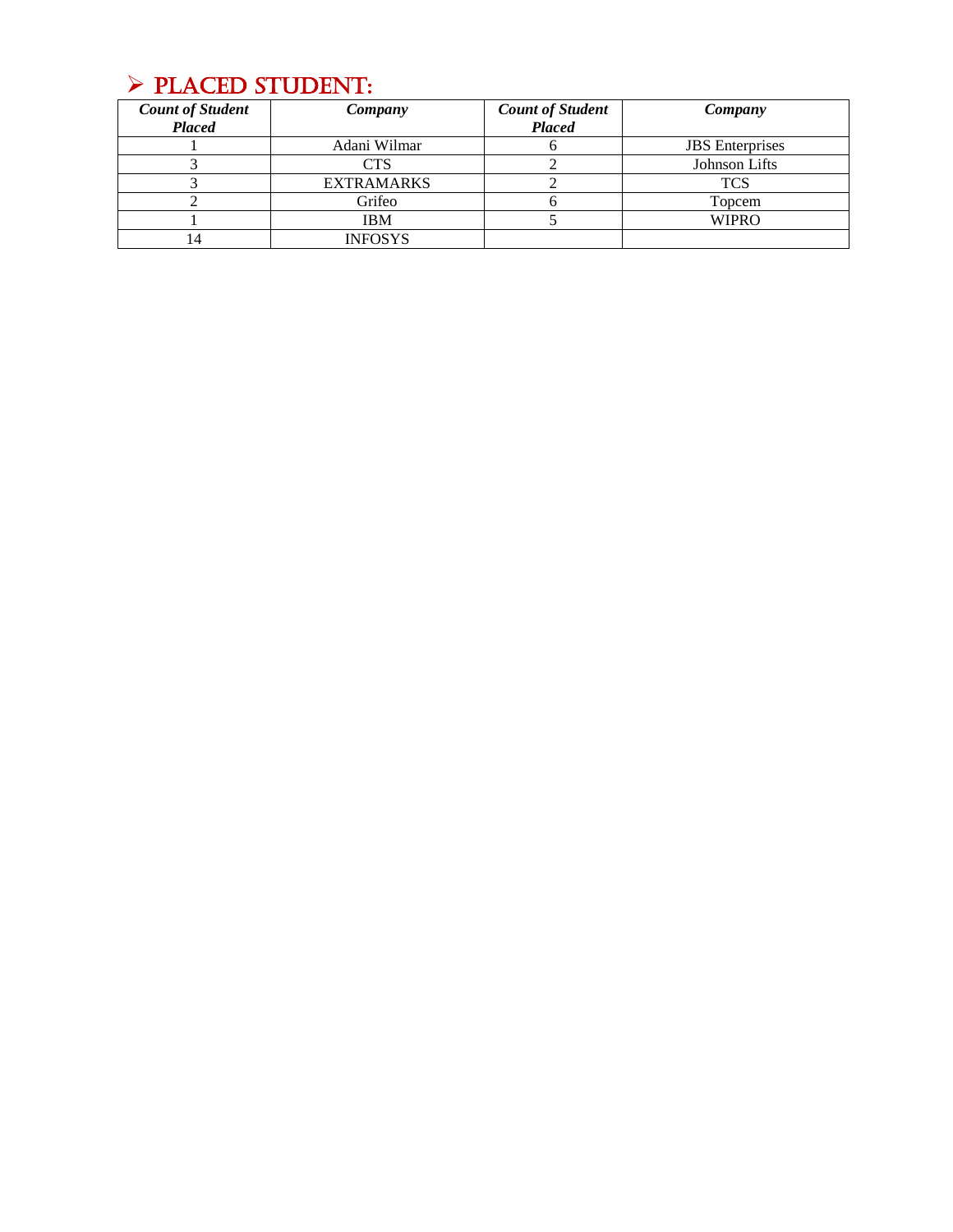## ➢ PLACED STUDENT:

| *Count of Student Placed* | *Company* | *Count of Student Placed* | *Company* |
|---|---|---|---|
| 1 | Adani Wilmar | 6 | JBS Enterprises |
| 3 | CTS | 2 | Johnson Lifts |
| 3 | EXTRAMARKS | 2 | TCS |
| 2 | Grifeo | 6 | Topcem |
| 1 | IBM | 5 | WIPRO |
| 14 | INFOSYS | | |